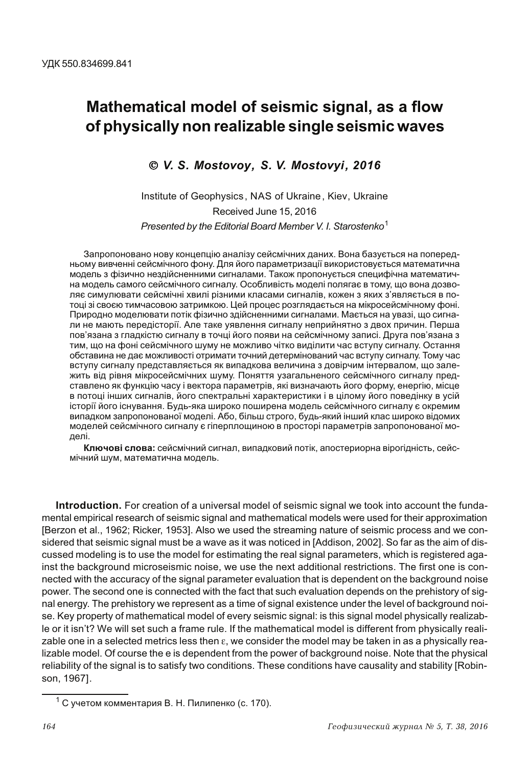УДК 550.834699.841

# Mathematical model of seismic signal, as a flow of physically non realizable single seismic waves

***© V. S. Mostovoy, S. V. Mostovyi, 2016***

Institute of Geophysics, NAS of Ukraine, Kiev, Ukraine

Received June 15, 2016

*Presented by the Editorial Board Member V. I. Starostenko*[1]

Запропоновано нову концепцію аналізу сейсмічних даних. Вона базується на попередньому вивченні сейсмічного фону. Для його параметризації використовується математична модель з фізично нездійсненними сигналами. Також пропонується специфічна математична модель самого сейсмічного сигналу. Особливість моделі полягає в тому, що вона дозволяє симулювати сейсмічні хвилі різними класами сигналів, кожен з яких з'являється в потоці зі своєю тимчасовою затримкою. Цей процес розглядається на мікросейсмічному фоні. Природно моделювати потік фізично здійсненними сигналами. Мається на увазі, що сигнали не мають передісторії. Але таке уявлення сигналу неприйнятно з двох причин. Перша пов'язана з гладкістю сигналу в точці його появи на сейсмічному записі. Друга пов'язана з тим, що на фоні сейсмічного шуму не можливо чітко виділити час вступу сигналу. Остання обставина не дає можливості отримати точний детермінований час вступу сигналу. Тому час вступу сигналу представляється як випадкова величина з довірчим інтервалом, що залежить від рівня мікросейсмічних шуму. Поняття узагальненого сейсмічного сигналу представлено як функцію часу і вектора параметрів, які визначають його форму, енергію, місце в потоці інших сигналів, його спектральні характеристики і в цілому його поведінку в усій історії його існування. Будь-яка широко поширена модель сейсмічного сигналу є окремим випадком запропонованої моделі. Або, більш строго, будь-який інший клас широко відомих моделей сейсмічного сигналу є гіперплощиною в просторі параметрів запропонованої моделі.

**Ключові слова:** сейсмічний сигнал, випадковий потік, апостериорна вірогідність, сейсмічний шум, математична модель.

**Introduction.** For creation of a universal model of seismic signal we took into account the fundamental empirical research of seismic signal and mathematical models were used for their approximation [Berzon et al., 1962; Ricker, 1953]. Also we used the streaming nature of seismic process and we considered that seismic signal must be a wave as it was noticed in [Addison, 2002]. So far as the aim of discussed modeling is to use the model for estimating the real signal parameters, which is registered against the background microseismic noise, we use the next additional restrictions. The first one is connected with the accuracy of the signal parameter evaluation that is dependent on the background noise power. The second one is connected with the fact that such evaluation depends on the prehistory of signal energy. The prehistory we represent as a time of signal existence under the level of background noise. Key property of mathematical model of every seismic signal: is this signal model physically realizable or it isn't? We will set such a frame rule. If the mathematical model is different from physically realizable one in a selected metrics less then $\varepsilon$, we consider the model may be taken in as a physically realizable model. Of course the e is dependent from the power of background noise. Note that the physical reliability of the signal is to satisfy two conditions. These conditions have causality and stability [Robinson, 1967].

[1] С учетом комментария В. Н. Пилипенко (с. 170).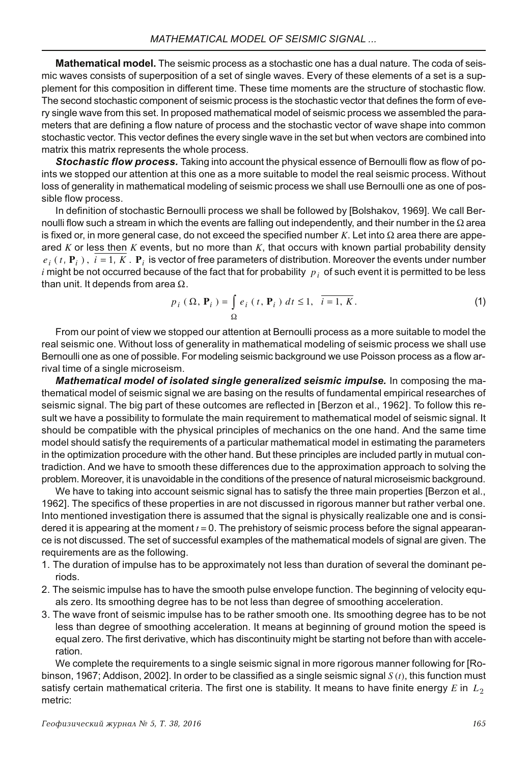**Mathematical model.** The seismic process as a stochastic one has a dual nature. The coda of seismic waves consists of superposition of a set of single waves. Every of these elements of a set is a supplement for this composition in different time. These time moments are the structure of stochastic flow. The second stochastic component of seismic process is the stochastic vector that defines the form of every single wave from this set. In proposed mathematical model of seismic process we assembled the parameters that are defining a flow nature of process and the stochastic vector of wave shape into common stochastic vector. This vector defines the every single wave in the set but when vectors are combined into matrix this matrix represents the whole process.

***Stochastic flow process.*** Taking into account the physical essence of Bernoulli flow as flow of points we stopped our attention at this one as a more suitable to model the real seismic process. Without loss of generality in mathematical modeling of seismic process we shall use Bernoulli one as one of possible flow process.

In definition of stochastic Bernoulli process we shall be followed by [Bolshakov, 1969]. We call Bernoulli flow such a stream in which the events are falling out independently, and their number in the $\Omega$ area is fixed or, in more general case, do not exceed the specified number $K$. Let into $\Omega$ area there are appeared $K$ or less then $K$ events, but no more than $K$, that occurs with known partial probability density $e_i(t, \mathbf{P}_i)$, $\overline{i=1, K}$. $\mathbf{P}_i$ is vector of free parameters of distribution. Moreover the events under number $i$ might be not occurred because of the fact that for probability $p_i$ of such event it is permitted to be less than unit. It depends from area $\Omega$.

$$p_i(\Omega, \mathbf{P}_i) = \int_{\Omega} e_i(t, \mathbf{P}_i)\, dt \leq 1, \quad \overline{i=1, K}. \tag{1}$$

From our point of view we stopped our attention at Bernoulli process as a more suitable to model the real seismic one. Without loss of generality in mathematical modeling of seismic process we shall use Bernoulli one as one of possible. For modeling seismic background we use Poisson process as a flow arrival time of a single microseism.

***Mathematical model of isolated single generalized seismic impulse.*** In composing the mathematical model of seismic signal we are basing on the results of fundamental empirical researches of seismic signal. The big part of these outcomes are reflected in [Berzon et al., 1962]. To follow this result we have a possibility to formulate the main requirement to mathematical model of seismic signal. It should be compatible with the physical principles of mechanics on the one hand. And the same time model should satisfy the requirements of a particular mathematical model in estimating the parameters in the optimization procedure with the other hand. But these principles are included partly in mutual contradiction. And we have to smooth these differences due to the approximation approach to solving the problem. Moreover, it is unavoidable in the conditions of the presence of natural microseismic background.

We have to taking into account seismic signal has to satisfy the three main properties [Berzon et al., 1962]. The specifics of these properties in are not discussed in rigorous manner but rather verbal one. Into mentioned investigation there is assumed that the signal is physically realizable one and is considered it is appearing at the moment $t = 0$. The prehistory of seismic process before the signal appearance is not discussed. The set of successful examples of the mathematical models of signal are given. The requirements are as the following.

1. The duration of impulse has to be approximately not less than duration of several the dominant periods.
2. The seismic impulse has to have the smooth pulse envelope function. The beginning of velocity equals zero. Its smoothing degree has to be not less than degree of smoothing acceleration.
3. The wave front of seismic impulse has to be rather smooth one. Its smoothing degree has to be not less than degree of smoothing acceleration. It means at beginning of ground motion the speed is equal zero. The first derivative, which has discontinuity might be starting not before than with acceleration.

We complete the requirements to a single seismic signal in more rigorous manner following for [Robinson, 1967; Addison, 2002]. In order to be classified as a single seismic signal $S(t)$, this function must satisfy certain mathematical criteria. The first one is stability. It means to have finite energy $E$ in $L_2$ metric: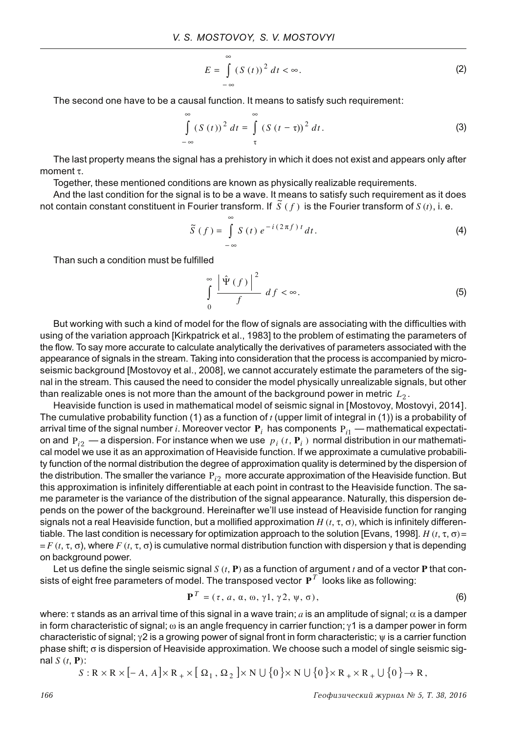$$E = \int_{-\infty}^{\infty} (S(t))^2 \, dt < \infty. \tag{2}$$

The second one have to be a causal function. It means to satisfy such requirement:

$$\int_{-\infty}^{\infty} (S(t))^2 \, dt = \int_{\tau}^{\infty} (S(t - \tau))^2 \, dt. \tag{3}$$

The last property means the signal has a prehistory in which it does not exist and appears only after moment $\tau$.

Together, these mentioned conditions are known as physically realizable requirements.

And the last condition for the signal is to be a wave. It means to satisfy such requirement as it does not contain constant constituent in Fourier transform. If $\tilde{S}(f)$ is the Fourier transform of $S(t)$, i. e.

$$\tilde{S}(f) = \int_{-\infty}^{\infty} S(t) \, e^{-i(2\pi f)t} dt. \tag{4}$$

Than such a condition must be fulfilled

$$\int_{0}^{\infty} \frac{\left| \hat{\Psi}(f) \right|^2}{f} \, df < \infty. \tag{5}$$

But working with such a kind of model for the flow of signals are associating with the difficulties with using of the variation approach [Kirkpatrick et al., 1983] to the problem of estimating the parameters of the flow. To say more accurate to calculate analytically the derivatives of parameters associated with the appearance of signals in the stream. Taking into consideration that the process is accompanied by microseismic background [Mostovoy et al., 2008], we cannot accurately estimate the parameters of the signal in the stream. This caused the need to consider the model physically unrealizable signals, but other than realizable ones is not more than the amount of the background power in metric $L_2$.

Heaviside function is used in mathematical model of seismic signal in [Mostovoy, Mostovyi, 2014]. The cumulative probability function (1) as a function of $t$ (upper limit of integral in (1)) is a probability of arrival time of the signal number $i$. Moreover vector $\mathbf{P}_i$ has components $\mathrm{P}_{i1}$ — mathematical expectation and $\mathrm{P}_{i2}$ — a dispersion. For instance when we use $p_i(t, \mathbf{P}_i)$ normal distribution in our mathematical model we use it as an approximation of Heaviside function. If we approximate a cumulative probability function of the normal distribution the degree of approximation quality is determined by the dispersion of the distribution. The smaller the variance $\mathrm{P}_{i2}$ more accurate approximation of the Heaviside function. But this approximation is infinitely differentiable at each point in contrast to the Heaviside function. The same parameter is the variance of the distribution of the signal appearance. Naturally, this dispersion depends on the power of the background. Hereinafter we'll use instead of Heaviside function for ranging signals not a real Heaviside function, but a mollified approximation $H(t, \tau, \sigma)$, which is infinitely differentiable. The last condition is necessary for optimization approach to the solution [Evans, 1998]. $H(t, \tau, \sigma) = F(t, \tau, \sigma)$, where $F(t, \tau, \sigma)$ is cumulative normal distribution function with dispersion y that is depending on background power.

Let us define the single seismic signal $S(t, \mathbf{P})$ as a function of argument $t$ and of a vector $\mathbf{P}$ that consists of eight free parameters of model. The transposed vector $\mathbf{P}^T$ looks like as following:

$$\mathbf{P}^T = (\tau, a, \alpha, \omega, \gamma 1, \gamma 2, \psi, \sigma), \tag{6}$$

where: $\tau$ stands as an arrival time of this signal in a wave train; $a$ is an amplitude of signal; $\alpha$ is a damper in form characteristic of signal; $\omega$ is an angle frequency in carrier function; $\gamma 1$ is a damper power in form characteristic of signal; $\gamma 2$ is a growing power of signal front in form characteristic; $\psi$ is a carrier function phase shift; $\sigma$ is dispersion of Heaviside approximation. We choose such a model of single seismic signal $S(t, \mathbf{P})$:

$$S : \mathrm{R} \times \mathrm{R} \times [-A, A] \times \mathrm{R}_+ \times [\Omega_1, \Omega_2] \times \mathrm{N} \cup \{0\} \times \mathrm{N} \cup \{0\} \times \mathrm{R}_+ \times \mathrm{R}_+ \cup \{0\} \to \mathrm{R},$$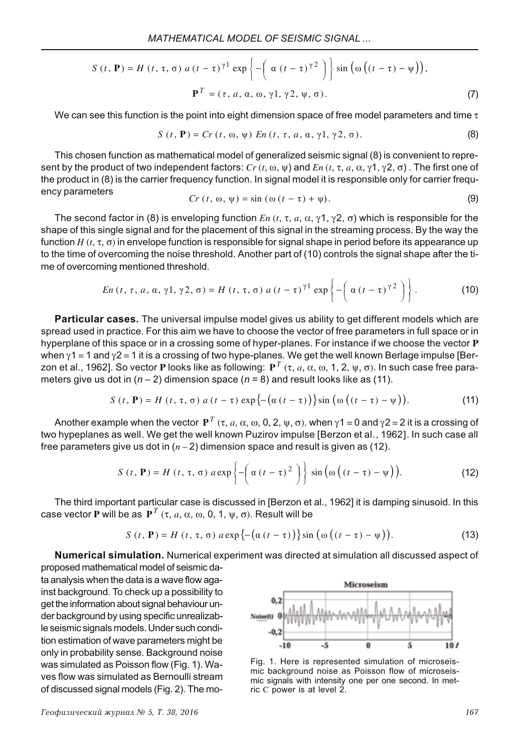$$S(t, \mathbf{P}) = H(t, \tau, \sigma)\, a\,(t-\tau)^{\gamma 1} \exp\left\{-\left(\alpha\,(t-\tau)^{\gamma 2}\right)\right\} \sin\left(\omega\left((t-\tau)-\psi\right)\right),$$

$$\mathbf{P}^T = (\tau, a, \alpha, \omega, \gamma 1, \gamma 2, \psi, \sigma). \tag{7}$$

We can see this function is the point into eight dimension space of free model parameters and time $\tau$

$$S(t, \mathbf{P}) = Cr(t, \omega, \psi)\; En(t, \tau, a, \alpha, \gamma 1, \gamma 2, \sigma). \tag{8}$$

This chosen function as mathematical model of generalized seismic signal (8) is convenient to represent by the product of two independent factors: $Cr(t, \omega, \psi)$ and $En(t, \tau, a, \alpha, \gamma 1, \gamma 2, \sigma)$. The first one of the product in (8) is the carrier frequency function. In signal model it is responsible only for carrier frequency parameters

$$Cr(t, \omega, \psi) = \sin(\omega(t-\tau)+\psi). \tag{9}$$

The second factor in (8) is enveloping function $En(t, \tau, a, \alpha, \gamma 1, \gamma 2, \sigma)$ which is responsible for the shape of this single signal and for the placement of this signal in the streaming process. By the way the function $H(t, \tau, \sigma)$ in envelope function is responsible for signal shape in period before its appearance up to the time of overcoming the noise threshold. Another part of (10) controls the signal shape after the time of overcoming mentioned threshold.

$$En(t, \tau, a, \alpha, \gamma 1, \gamma 2, \sigma) = H(t, \tau, \sigma)\, a\,(t-\tau)^{\gamma 1} \exp\left\{-\left(\alpha\,(t-\tau)^{\gamma 2}\right)\right\}. \tag{10}$$

**Particular cases.** The universal impulse model gives us ability to get different models which are spread used in practice. For this aim we have to choose the vector of free parameters in full space or in hyperplane of this space or in a crossing some of hyper-planes. For instance if we choose the vector $\mathbf{P}$ when $\gamma 1 = 1$ and $\gamma 2 = 1$ it is a crossing of two hype-planes. We get the well known Berlage impulse [Berzon et al., 1962]. So vector $\mathbf{P}$ looks like as following: $\mathbf{P}^T(\tau, a, \alpha, \omega, 1, 2, \psi, \sigma)$. In such case free parameters give us dot in $(n-2)$ dimension space $(n = 8)$ and result looks like as (11).

$$S(t, \mathbf{P}) = H(t, \tau, \sigma)\, a\,(t-\tau) \exp\left\{-\left(\alpha\,(t-\tau)\right)\right\} \sin\left(\omega\left((t-\tau)-\psi\right)\right). \tag{11}$$

Another example when the vector $\mathbf{P}^T(\tau, a, \alpha, \omega, 0, 2, \psi, \sigma)$. when $\gamma 1 = 0$ and $\gamma 2 = 2$ it is a crossing of two hypeplanes as well. We get the well known Puzirov impulse [Berzon et al., 1962]. In such case all free parameters give us dot in $(n-2)$ dimension space and result is given as (12).

$$S(t, \mathbf{P}) = H(t, \tau, \sigma)\, a \exp\left\{-\left(\alpha\,(t-\tau)^2\right)\right\} \sin\left(\omega\left((t-\tau)-\psi\right)\right). \tag{12}$$

The third important particular case is discussed in [Berzon et al., 1962] it is damping sinusoid. In this case vector $\mathbf{P}$ will be as $\mathbf{P}^T(\tau, a, \alpha, \omega, 0, 1, \psi, \sigma)$. Result will be

$$S(t, \mathbf{P}) = H(t, \tau, \sigma)\, a \exp\left\{-\left(\alpha\,(t-\tau)\right)\right\} \sin\left(\omega\left((t-\tau)-\psi\right)\right). \tag{13}$$

**Numerical simulation.** Numerical experiment was directed at simulation all discussed aspect of proposed mathematical model of seismic data analysis when the data is a wave flow against background. To check up a possibility to get the information about signal behaviour under background by using specific unrealizable seismic signals models. Under such condition estimation of wave parameters might be only in probability sense. Background noise was simulated as Poisson flow (Fig. 1). Waves flow was simulated as Bernoulli stream of discussed signal models (Fig. 2). The mo-

Fig. 1. Here is represented simulation of microseismic background noise as Poisson flow of microseismic signals with intensity one per one second. In metric C power is at level 2.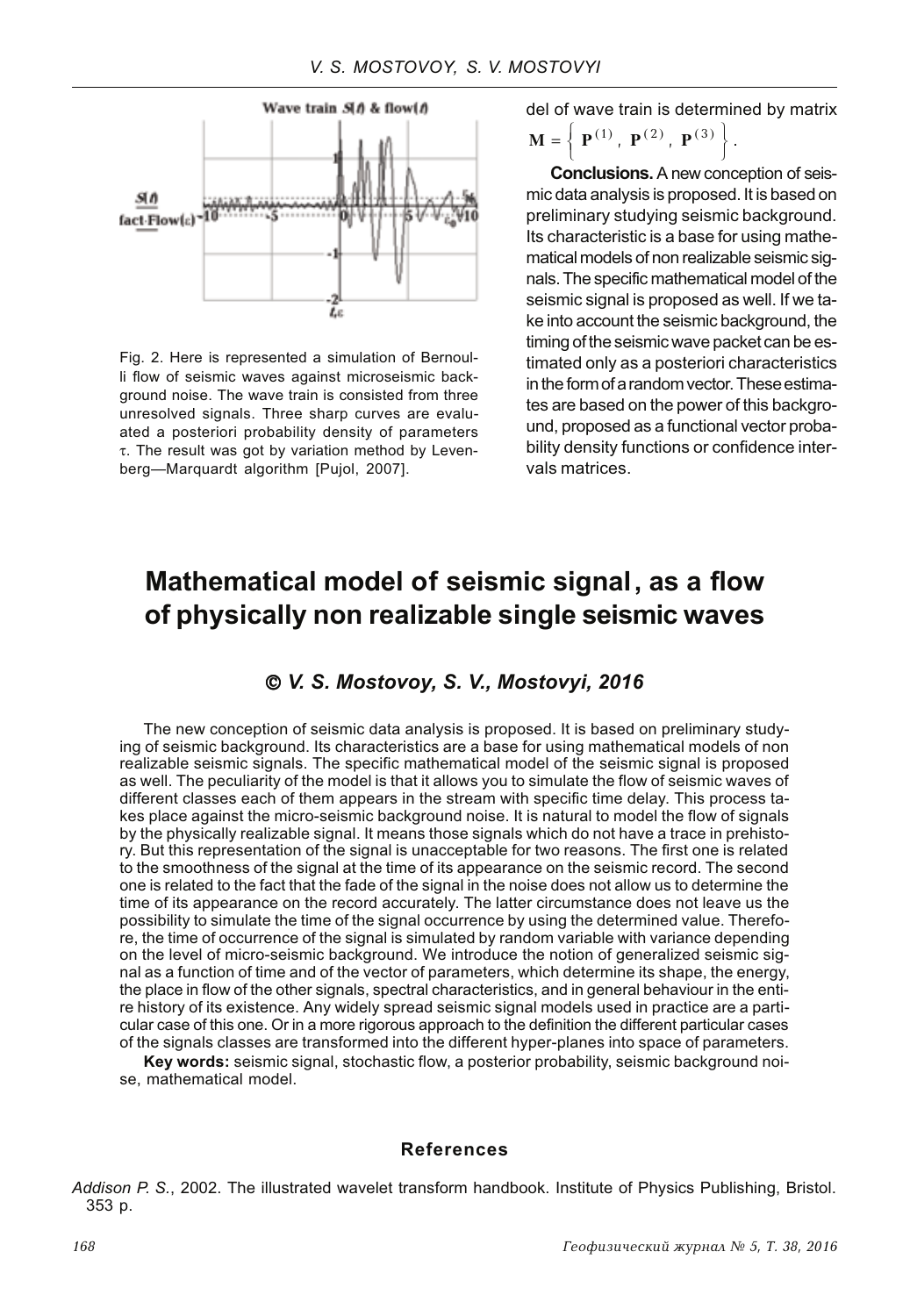Fig. 2. Here is represented a simulation of Bernoulli flow of seismic waves against microseismic background noise. The wave train is consisted from three unresolved signals. Three sharp curves are evaluated a posteriori probability density of parameters $\tau$. The result was got by variation method by Levenberg—Marquardt algorithm [Pujol, 2007].

del of wave train is determined by matrix

$$\mathbf{M} = \left\{ \mathbf{P}^{(1)},\ \mathbf{P}^{(2)},\ \mathbf{P}^{(3)} \right\}.$$

**Conclusions.** A new conception of seismic data analysis is proposed. It is based on preliminary studying seismic background. Its characteristic is a base for using mathematical models of non realizable seismic signals. The specific mathematical model of the seismic signal is proposed as well. If we take into account the seismic background, the timing of the seismic wave packet can be estimated only as a posteriori characteristics in the form of a random vector. These estimates are based on the power of this background, proposed as a functional vector probability density functions or confidence intervals matrices.

# Mathematical model of seismic signal, as a flow of physically non realizable single seismic waves

### *© V. S. Mostovoy, S. V., Mostovyi, 2016*

The new conception of seismic data analysis is proposed. It is based on preliminary studying of seismic background. Its characteristics are a base for using mathematical models of non realizable seismic signals. The specific mathematical model of the seismic signal is proposed as well. The peculiarity of the model is that it allows you to simulate the flow of seismic waves of different classes each of them appears in the stream with specific time delay. This process takes place against the micro-seismic background noise. It is natural to model the flow of signals by the physically realizable signal. It means those signals which do not have a trace in prehistory. But this representation of the signal is unacceptable for two reasons. The first one is related to the smoothness of the signal at the time of its appearance on the seismic record. The second one is related to the fact that the fade of the signal in the noise does not allow us to determine the time of its appearance on the record accurately. The latter circumstance does not leave us the possibility to simulate the time of the signal occurrence by using the determined value. Therefore, the time of occurrence of the signal is simulated by random variable with variance depending on the level of micro-seismic background. We introduce the notion of generalized seismic signal as a function of time and of the vector of parameters, which determine its shape, the energy, the place in flow of the other signals, spectral characteristics, and in general behaviour in the entire history of its existence. Any widely spread seismic signal models used in practice are a particular case of this one. Or in a more rigorous approach to the definition the different particular cases of the signals classes are transformed into the different hyper-planes into space of parameters.

**Key words:** seismic signal, stochastic flow, a posterior probability, seismic background noise, mathematical model.

## References

*Addison P. S.*, 2002. The illustrated wavelet transform handbook. Institute of Physics Publishing, Bristol. 353 p.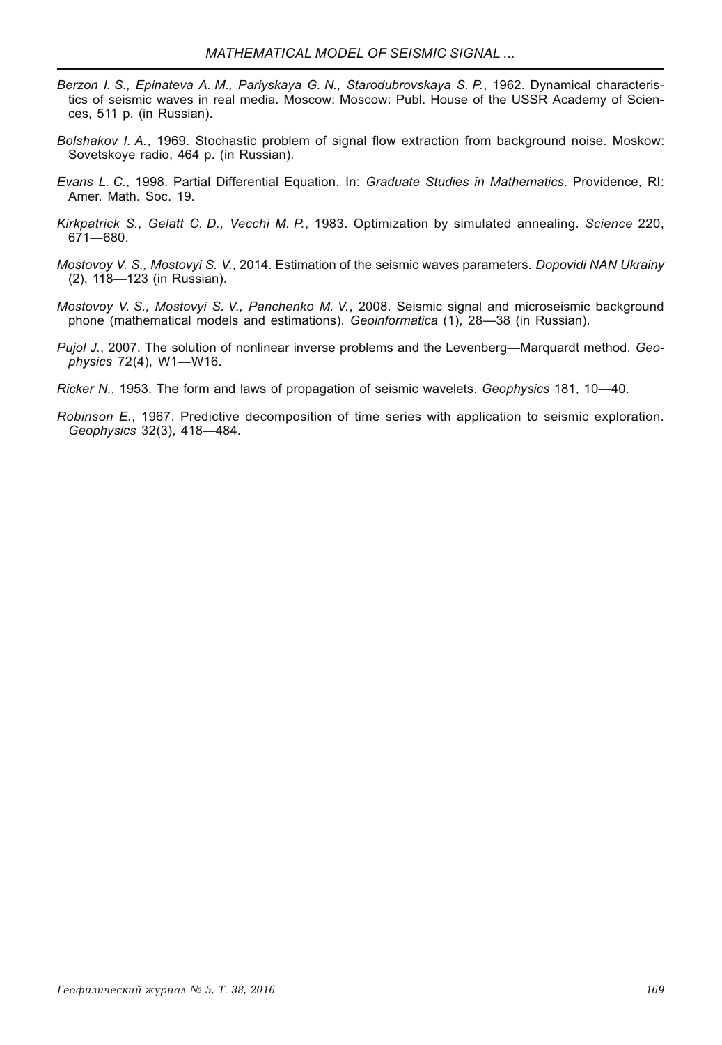*Berzon I. S., Epinateva A. M., Pariyskaya G. N., Starodubrovskaya S. P.*, 1962. Dynamical characteristics of seismic waves in real media. Moscow: Moscow: Publ. House of the USSR Academy of Sciences, 511 p. (in Russian).

*Bolshakov I. A.*, 1969. Stochastic problem of signal flow extraction from background noise. Moskow: Sovetskoye radio, 464 p. (in Russian).

*Evans L. C.*, 1998. Partial Differential Equation. In: *Graduate Studies in Mathematics*. Providence, RI: Amer. Math. Soc. 19.

*Kirkpatrick S., Gelatt C. D., Vecchi M. P.*, 1983. Optimization by simulated annealing. *Science* 220, 671—680.

*Mostovoy V. S., Mostovyi S. V.*, 2014. Estimation of the seismic waves parameters. *Dopovidi NAN Ukrainy* (2), 118—123 (in Russian).

*Mostovoy V. S., Mostovyi S. V., Panchenko M. V.*, 2008. Seismic signal and microseismic background phone (mathematical models and estimations). *Geoinformatica* (1), 28—38 (in Russian).

*Pujol J.*, 2007. The solution of nonlinear inverse problems and the Levenberg—Marquardt method. *Geophysics* 72(4), W1—W16.

*Ricker N.*, 1953. The form and laws of propagation of seismic wavelets. *Geophysics* 181, 10—40.

*Robinson E.*, 1967. Predictive decomposition of time series with application to seismic exploration. *Geophysics* 32(3), 418—484.